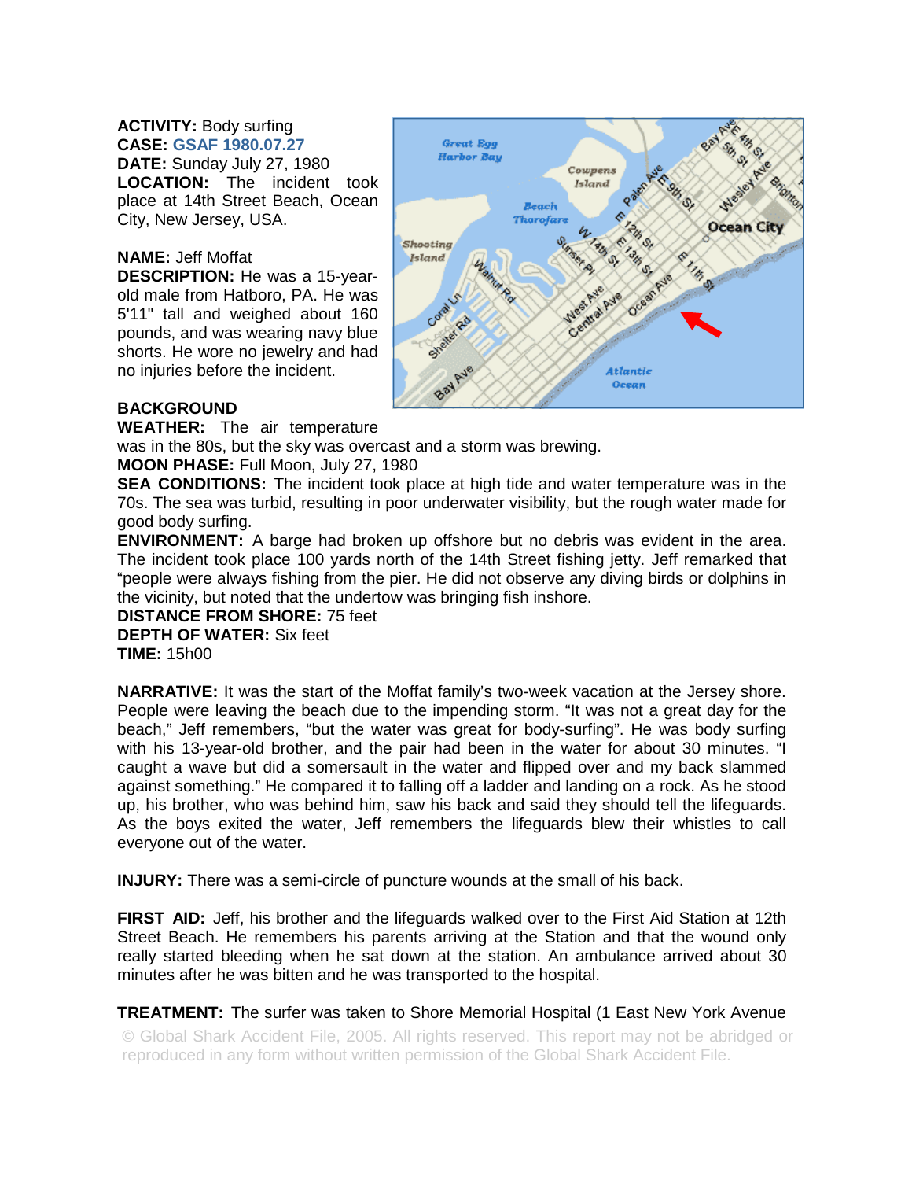**ACTIVITY:** Body surfing
**CASE:** GSAF 1980.07.27
**DATE:** Sunday July 27, 1980
**LOCATION:** The incident took place at 14th Street Beach, Ocean City, New Jersey, USA.

**NAME:** Jeff Moffat
**DESCRIPTION:** He was a 15-year-old male from Hatboro, PA. He was 5'11" tall and weighed about 160 pounds, and was wearing navy blue shorts. He wore no jewelry and had no injuries before the incident.

**BACKGROUND**
**WEATHER:** The air temperature was in the 80s, but the sky was overcast and a storm was brewing.
**MOON PHASE:** Full Moon, July 27, 1980
**SEA CONDITIONS:** The incident took place at high tide and water temperature was in the 70s. The sea was turbid, resulting in poor underwater visibility, but the rough water made for good body surfing.
**ENVIRONMENT:** A barge had broken up offshore but no debris was evident in the area. The incident took place 100 yards north of the 14th Street fishing jetty. Jeff remarked that "people were always fishing from the pier. He did not observe any diving birds or dolphins in the vicinity, but noted that the undertow was bringing fish inshore.
**DISTANCE FROM SHORE:** 75 feet
**DEPTH OF WATER:** Six feet
**TIME:** 15h00

**NARRATIVE:** It was the start of the Moffat family's two-week vacation at the Jersey shore. People were leaving the beach due to the impending storm. "It was not a great day for the beach," Jeff remembers, "but the water was great for body-surfing". He was body surfing with his 13-year-old brother, and the pair had been in the water for about 30 minutes. "I caught a wave but did a somersault in the water and flipped over and my back slammed against something." He compared it to falling off a ladder and landing on a rock. As he stood up, his brother, who was behind him, saw his back and said they should tell the lifeguards. As the boys exited the water, Jeff remembers the lifeguards blew their whistles to call everyone out of the water.

**INJURY:** There was a semi-circle of puncture wounds at the small of his back.

**FIRST AID:** Jeff, his brother and the lifeguards walked over to the First Aid Station at 12th Street Beach. He remembers his parents arriving at the Station and that the wound only really started bleeding when he sat down at the station. An ambulance arrived about 30 minutes after he was bitten and he was transported to the hospital.

**TREATMENT:** The surfer was taken to Shore Memorial Hospital (1 East New York Avenue

© Global Shark Accident File, 2005. All rights reserved. This report may not be abridged or reproduced in any form without written permission of the Global Shark Accident File.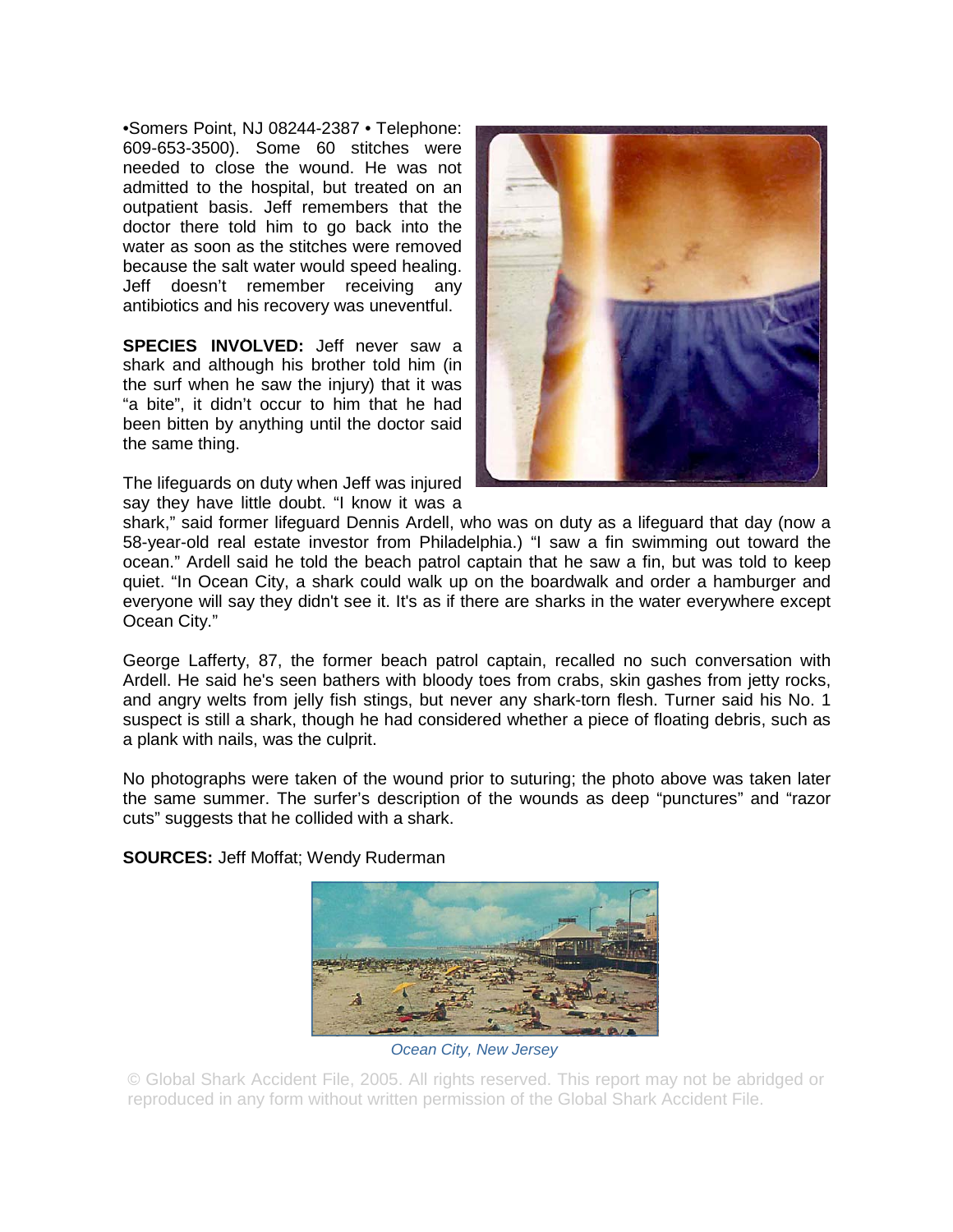•Somers Point, NJ 08244-2387 • Telephone: 609-653-3500). Some 60 stitches were needed to close the wound. He was not admitted to the hospital, but treated on an outpatient basis. Jeff remembers that the doctor there told him to go back into the water as soon as the stitches were removed because the salt water would speed healing. Jeff doesn't remember receiving any antibiotics and his recovery was uneventful.

**SPECIES INVOLVED:** Jeff never saw a shark and although his brother told him (in the surf when he saw the injury) that it was "a bite", it didn't occur to him that he had been bitten by anything until the doctor said the same thing.

The lifeguards on duty when Jeff was injured say they have little doubt. "I know it was a shark," said former lifeguard Dennis Ardell, who was on duty as a lifeguard that day (now a 58-year-old real estate investor from Philadelphia.) "I saw a fin swimming out toward the ocean." Ardell said he told the beach patrol captain that he saw a fin, but was told to keep quiet. "In Ocean City, a shark could walk up on the boardwalk and order a hamburger and everyone will say they didn't see it. It's as if there are sharks in the water everywhere except Ocean City."

George Lafferty, 87, the former beach patrol captain, recalled no such conversation with Ardell. He said he's seen bathers with bloody toes from crabs, skin gashes from jetty rocks, and angry welts from jelly fish stings, but never any shark-torn flesh. Turner said his No. 1 suspect is still a shark, though he had considered whether a piece of floating debris, such as a plank with nails, was the culprit.

No photographs were taken of the wound prior to suturing; the photo above was taken later the same summer. The surfer's description of the wounds as deep "punctures" and "razor cuts" suggests that he collided with a shark.

**SOURCES:** Jeff Moffat; Wendy Ruderman

*Ocean City, New Jersey*

© Global Shark Accident File, 2005. All rights reserved. This report may not be abridged or reproduced in any form without written permission of the Global Shark Accident File.